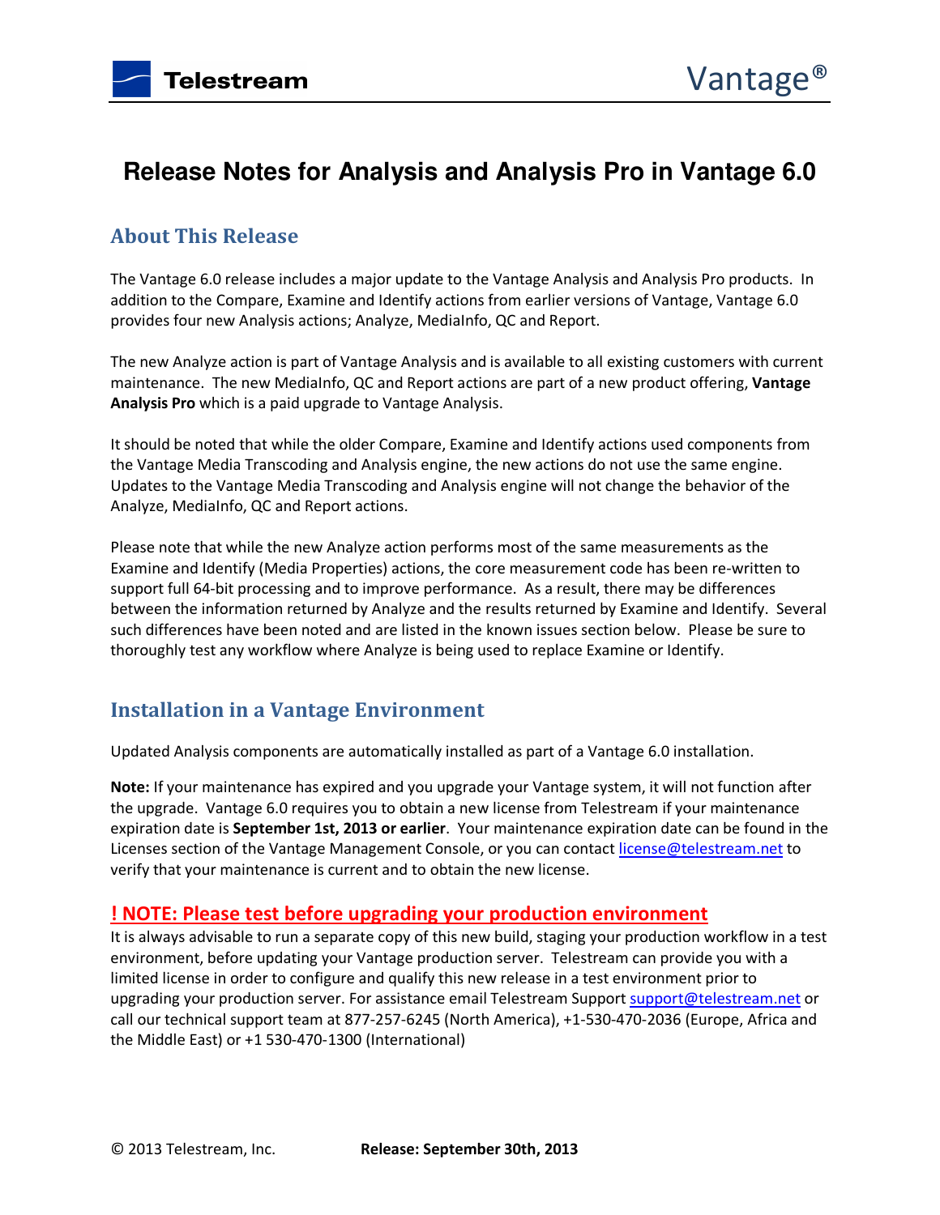# Release Notes for Analysis and Analysis Pro in Vantage 6.0

## About This Release

The Vantage 6.0 release includes a major update to the Vantage Analysis and Analysis Pro products. In addition to the Compare, Examine and Identify actions from earlier versions of Vantage, Vantage 6.0 provides four new Analysis actions; Analyze, MediaInfo, QC and Report.

The new Analyze action is part of Vantage Analysis and is available to all existing customers with current maintenance. The new MediaInfo, QC and Report actions are part of a new product offering, **Vantage Analysis Pro** which is a paid upgrade to Vantage Analysis.

It should be noted that while the older Compare, Examine and Identify actions used components from the Vantage Media Transcoding and Analysis engine, the new actions do not use the same engine. Updates to the Vantage Media Transcoding and Analysis engine will not change the behavior of the Analyze, MediaInfo, QC and Report actions.

Please note that while the new Analyze action performs most of the same measurements as the Examine and Identify (Media Properties) actions, the core measurement code has been re-written to support full 64-bit processing and to improve performance. As a result, there may be differences between the information returned by Analyze and the results returned by Examine and Identify. Several such differences have been noted and are listed in the known issues section below. Please be sure to thoroughly test any workflow where Analyze is being used to replace Examine or Identify.

## Installation in a Vantage Environment

Updated Analysis components are automatically installed as part of a Vantage 6.0 installation.

**Note:** If your maintenance has expired and you upgrade your Vantage system, it will not function after the upgrade. Vantage 6.0 requires you to obtain a new license from Telestream if your maintenance expiration date is **September 1st, 2013 or earlier**. Your maintenance expiration date can be found in the Licenses section of the Vantage Management Console, or you can contact license@telestream.net to verify that your maintenance is current and to obtain the new license.

### ! NOTE: Please test before upgrading your production environment

It is always advisable to run a separate copy of this new build, staging your production workflow in a test environment, before updating your Vantage production server. Telestream can provide you with a limited license in order to configure and qualify this new release in a test environment prior to upgrading your production server. For assistance email Telestream Support support@telestream.net or call our technical support team at 877-257-6245 (North America), +1-530-470-2036 (Europe, Africa and the Middle East) or +1 530-470-1300 (International)

© 2013 Telestream, Inc. **Release: September 30th, 2013**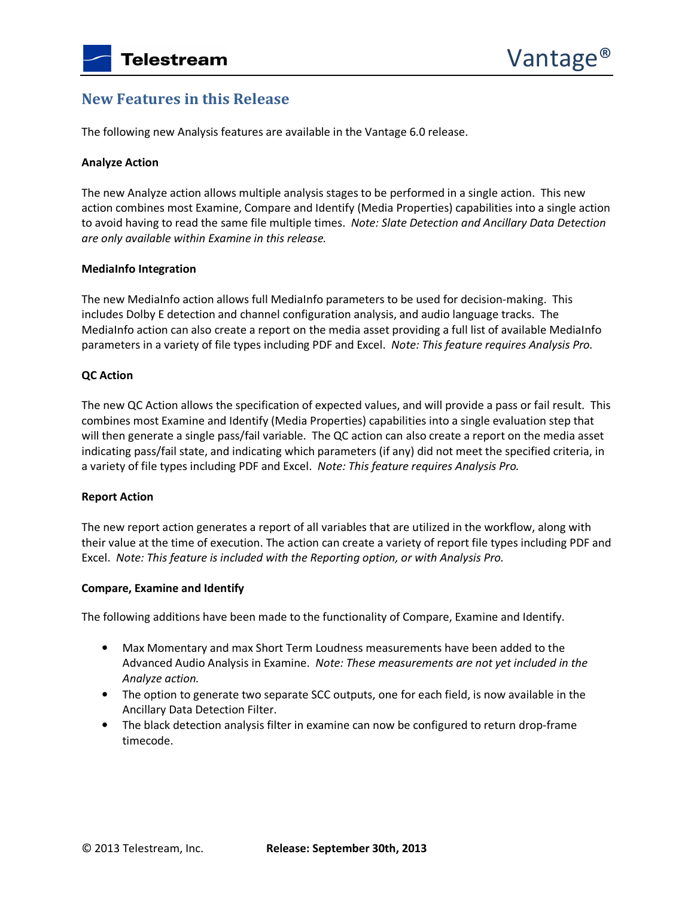## New Features in this Release

The following new Analysis features are available in the Vantage 6.0 release.

**Analyze Action**

The new Analyze action allows multiple analysis stages to be performed in a single action. This new action combines most Examine, Compare and Identify (Media Properties) capabilities into a single action to avoid having to read the same file multiple times. *Note: Slate Detection and Ancillary Data Detection are only available within Examine in this release.*

**MediaInfo Integration**

The new MediaInfo action allows full MediaInfo parameters to be used for decision-making. This includes Dolby E detection and channel configuration analysis, and audio language tracks. The MediaInfo action can also create a report on the media asset providing a full list of available MediaInfo parameters in a variety of file types including PDF and Excel. *Note: This feature requires Analysis Pro.*

**QC Action**

The new QC Action allows the specification of expected values, and will provide a pass or fail result. This combines most Examine and Identify (Media Properties) capabilities into a single evaluation step that will then generate a single pass/fail variable. The QC action can also create a report on the media asset indicating pass/fail state, and indicating which parameters (if any) did not meet the specified criteria, in a variety of file types including PDF and Excel. *Note: This feature requires Analysis Pro.*

**Report Action**

The new report action generates a report of all variables that are utilized in the workflow, along with their value at the time of execution. The action can create a variety of report file types including PDF and Excel. *Note: This feature is included with the Reporting option, or with Analysis Pro.*

**Compare, Examine and Identify**

The following additions have been made to the functionality of Compare, Examine and Identify.

- Max Momentary and max Short Term Loudness measurements have been added to the Advanced Audio Analysis in Examine. *Note: These measurements are not yet included in the Analyze action.*
- The option to generate two separate SCC outputs, one for each field, is now available in the Ancillary Data Detection Filter.
- The black detection analysis filter in examine can now be configured to return drop-frame timecode.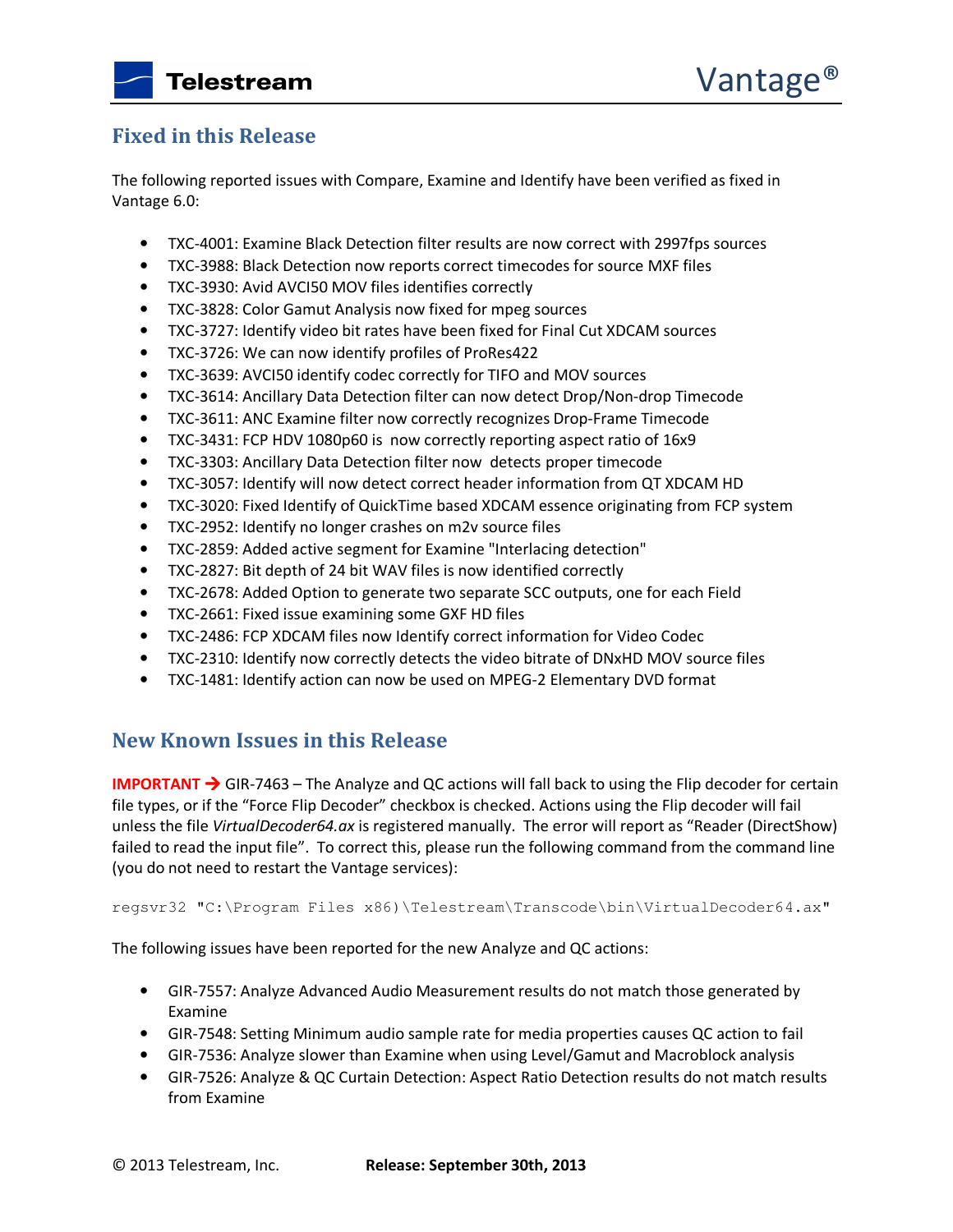## Fixed in this Release

The following reported issues with Compare, Examine and Identify have been verified as fixed in Vantage 6.0:

- TXC-4001: Examine Black Detection filter results are now correct with 2997fps sources
- TXC-3988: Black Detection now reports correct timecodes for source MXF files
- TXC-3930: Avid AVCI50 MOV files identifies correctly
- TXC-3828: Color Gamut Analysis now fixed for mpeg sources
- TXC-3727: Identify video bit rates have been fixed for Final Cut XDCAM sources
- TXC-3726: We can now identify profiles of ProRes422
- TXC-3639: AVCI50 identify codec correctly for TIFO and MOV sources
- TXC-3614: Ancillary Data Detection filter can now detect Drop/Non-drop Timecode
- TXC-3611: ANC Examine filter now correctly recognizes Drop-Frame Timecode
- TXC-3431: FCP HDV 1080p60 is now correctly reporting aspect ratio of 16x9
- TXC-3303: Ancillary Data Detection filter now detects proper timecode
- TXC-3057: Identify will now detect correct header information from QT XDCAM HD
- TXC-3020: Fixed Identify of QuickTime based XDCAM essence originating from FCP system
- TXC-2952: Identify no longer crashes on m2v source files
- TXC-2859: Added active segment for Examine "Interlacing detection"
- TXC-2827: Bit depth of 24 bit WAV files is now identified correctly
- TXC-2678: Added Option to generate two separate SCC outputs, one for each Field
- TXC-2661: Fixed issue examining some GXF HD files
- TXC-2486: FCP XDCAM files now Identify correct information for Video Codec
- TXC-2310: Identify now correctly detects the video bitrate of DNxHD MOV source files
- TXC-1481: Identify action can now be used on MPEG-2 Elementary DVD format

## New Known Issues in this Release

**IMPORTANT →** GIR-7463 – The Analyze and QC actions will fall back to using the Flip decoder for certain file types, or if the "Force Flip Decoder" checkbox is checked. Actions using the Flip decoder will fail unless the file *VirtualDecoder64.ax* is registered manually. The error will report as "Reader (DirectShow) failed to read the input file". To correct this, please run the following command from the command line (you do not need to restart the Vantage services):

```
regsvr32 "C:\Program Files x86)\Telestream\Transcode\bin\VirtualDecoder64.ax"
```

The following issues have been reported for the new Analyze and QC actions:

- GIR-7557: Analyze Advanced Audio Measurement results do not match those generated by Examine
- GIR-7548: Setting Minimum audio sample rate for media properties causes QC action to fail
- GIR-7536: Analyze slower than Examine when using Level/Gamut and Macroblock analysis
- GIR-7526: Analyze & QC Curtain Detection: Aspect Ratio Detection results do not match results from Examine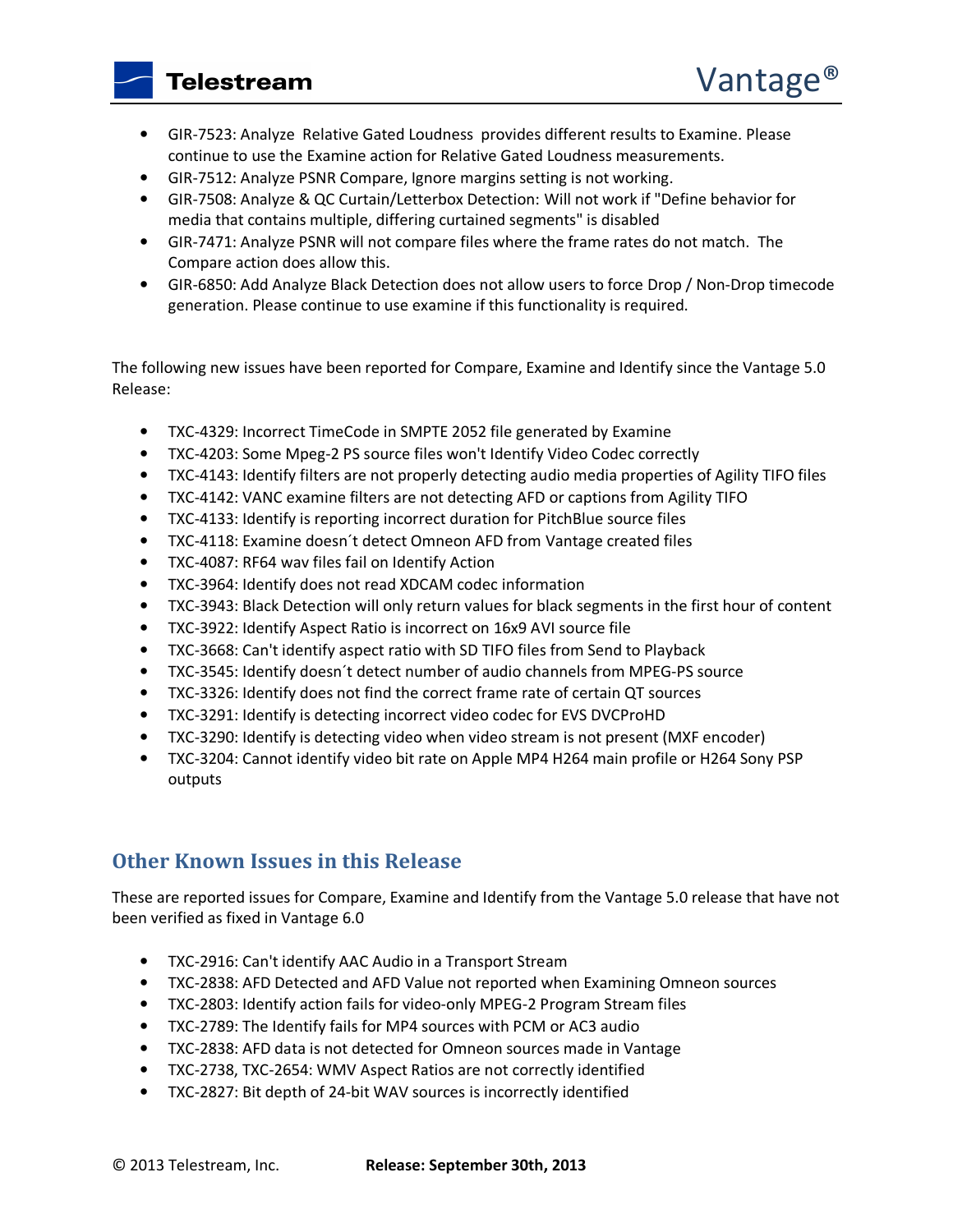- GIR-7523: Analyze  Relative Gated Loudness  provides different results to Examine. Please continue to use the Examine action for Relative Gated Loudness measurements.
- GIR-7512: Analyze PSNR Compare, Ignore margins setting is not working.
- GIR-7508: Analyze & QC Curtain/Letterbox Detection: Will not work if "Define behavior for media that contains multiple, differing curtained segments" is disabled
- GIR-7471: Analyze PSNR will not compare files where the frame rates do not match.  The Compare action does allow this.
- GIR-6850: Add Analyze Black Detection does not allow users to force Drop / Non-Drop timecode generation. Please continue to use examine if this functionality is required.

The following new issues have been reported for Compare, Examine and Identify since the Vantage 5.0 Release:

- TXC-4329: Incorrect TimeCode in SMPTE 2052 file generated by Examine
- TXC-4203: Some Mpeg-2 PS source files won't Identify Video Codec correctly
- TXC-4143: Identify filters are not properly detecting audio media properties of Agility TIFO files
- TXC-4142: VANC examine filters are not detecting AFD or captions from Agility TIFO
- TXC-4133: Identify is reporting incorrect duration for PitchBlue source files
- TXC-4118: Examine doesn´t detect Omneon AFD from Vantage created files
- TXC-4087: RF64 wav files fail on Identify Action
- TXC-3964: Identify does not read XDCAM codec information
- TXC-3943: Black Detection will only return values for black segments in the first hour of content
- TXC-3922: Identify Aspect Ratio is incorrect on 16x9 AVI source file
- TXC-3668: Can't identify aspect ratio with SD TIFO files from Send to Playback
- TXC-3545: Identify doesn´t detect number of audio channels from MPEG-PS source
- TXC-3326: Identify does not find the correct frame rate of certain QT sources
- TXC-3291: Identify is detecting incorrect video codec for EVS DVCProHD
- TXC-3290: Identify is detecting video when video stream is not present (MXF encoder)
- TXC-3204: Cannot identify video bit rate on Apple MP4 H264 main profile or H264 Sony PSP outputs

## Other Known Issues in this Release

These are reported issues for Compare, Examine and Identify from the Vantage 5.0 release that have not been verified as fixed in Vantage 6.0

- TXC-2916: Can't identify AAC Audio in a Transport Stream
- TXC-2838: AFD Detected and AFD Value not reported when Examining Omneon sources
- TXC-2803: Identify action fails for video-only MPEG-2 Program Stream files
- TXC-2789: The Identify fails for MP4 sources with PCM or AC3 audio
- TXC-2838: AFD data is not detected for Omneon sources made in Vantage
- TXC-2738, TXC-2654: WMV Aspect Ratios are not correctly identified
- TXC-2827: Bit depth of 24-bit WAV sources is incorrectly identified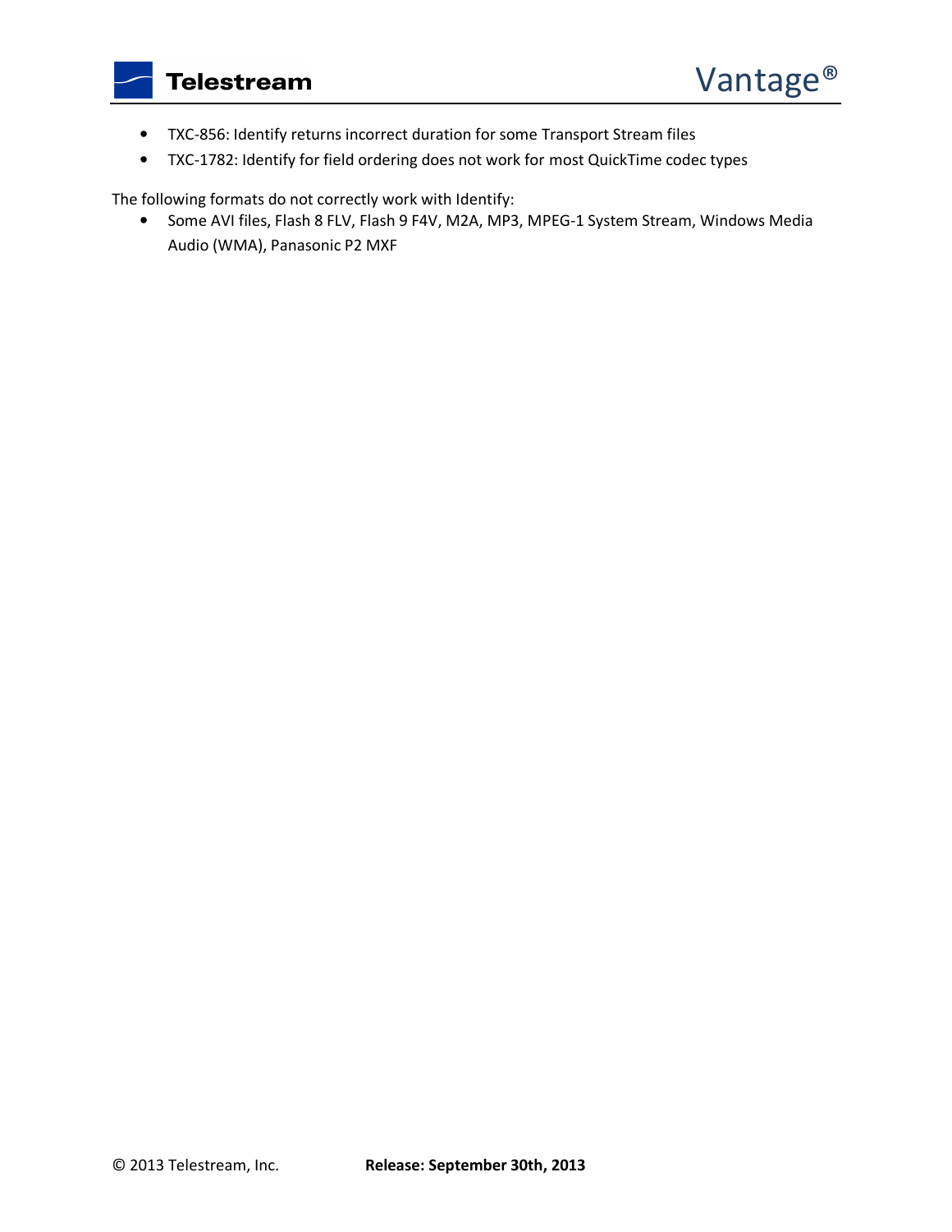- TXC-856: Identify returns incorrect duration for some Transport Stream files
- TXC-1782: Identify for field ordering does not work for most QuickTime codec types

The following formats do not correctly work with Identify:

- Some AVI files, Flash 8 FLV, Flash 9 F4V, M2A, MP3, MPEG-1 System Stream, Windows Media Audio (WMA), Panasonic P2 MXF